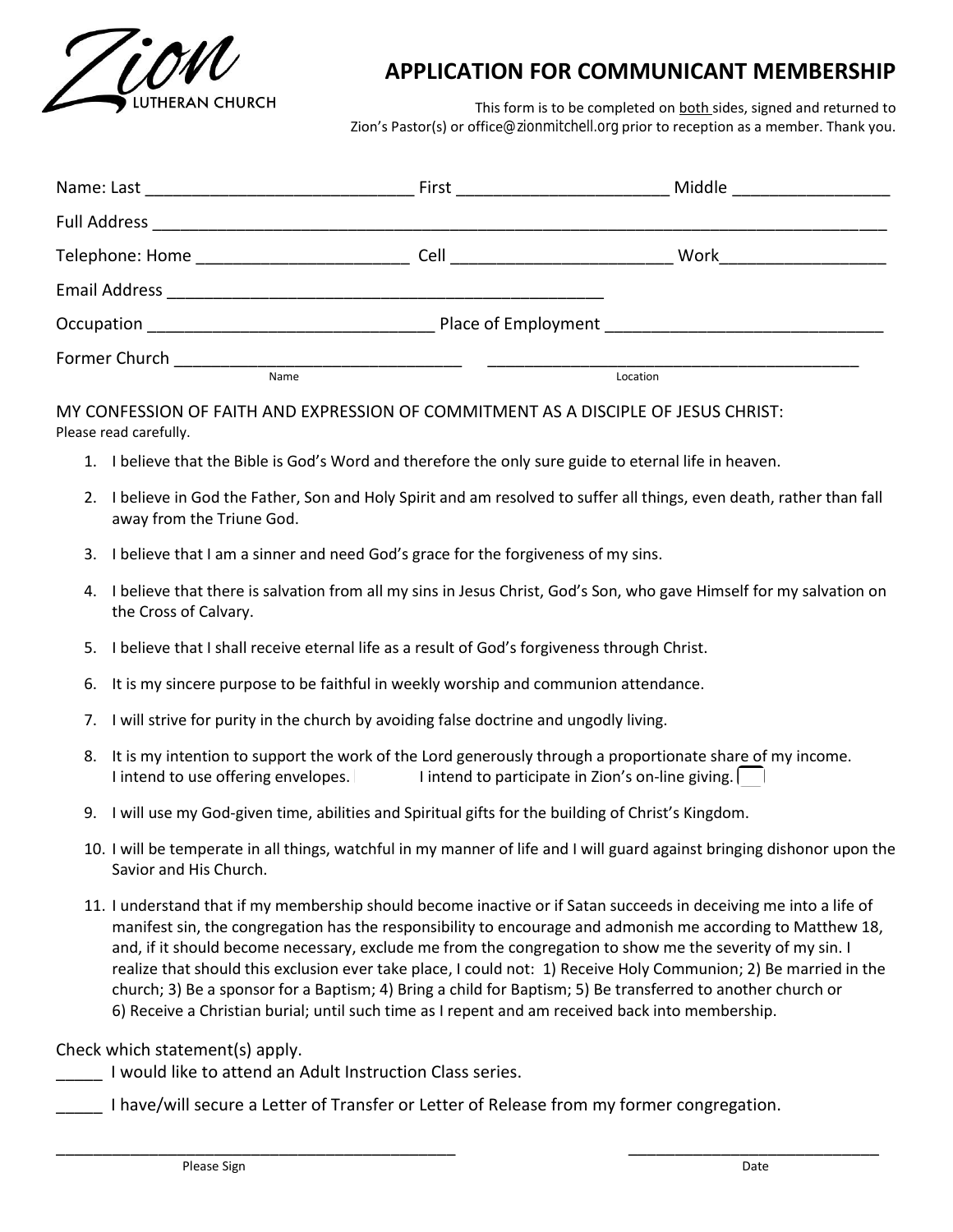Zion Lutheran Church

# APPLICATION FOR COMMUNICANT MEMBERSHIP

This form is to be completed on both sides, signed and returned to Zion's Pastor(s) or office@zionmitchell.org prior to reception as a member. Thank you.

Name: Last ____________________________ First ______________________ Middle ________________

Full Address ____________________________________________________________________________

Telephone: Home ______________________ Cell _______________________ Work_________________

Email Address _______________________________________________

Occupation ______________________________ Place of Employment _____________________________

Former Church ______________________________ ________________________________________
Name Location

MY CONFESSION OF FAITH AND EXPRESSION OF COMMITMENT AS A DISCIPLE OF JESUS CHRIST:
Please read carefully.

1. I believe that the Bible is God's Word and therefore the only sure guide to eternal life in heaven.
2. I believe in God the Father, Son and Holy Spirit and am resolved to suffer all things, even death, rather than fall away from the Triune God.
3. I believe that I am a sinner and need God's grace for the forgiveness of my sins.
4. I believe that there is salvation from all my sins in Jesus Christ, God's Son, who gave Himself for my salvation on the Cross of Calvary.
5. I believe that I shall receive eternal life as a result of God's forgiveness through Christ.
6. It is my sincere purpose to be faithful in weekly worship and communion attendance.
7. I will strive for purity in the church by avoiding false doctrine and ungodly living.
8. It is my intention to support the work of the Lord generously through a proportionate share of my income.
   I intend to use offering envelopes. ☐ I intend to participate in Zion's on-line giving. ☐
9. I will use my God-given time, abilities and Spiritual gifts for the building of Christ's Kingdom.
10. I will be temperate in all things, watchful in my manner of life and I will guard against bringing dishonor upon the Savior and His Church.
11. I understand that if my membership should become inactive or if Satan succeeds in deceiving me into a life of manifest sin, the congregation has the responsibility to encourage and admonish me according to Matthew 18, and, if it should become necessary, exclude me from the congregation to show me the severity of my sin. I realize that should this exclusion ever take place, I could not: 1) Receive Holy Communion; 2) Be married in the church; 3) Be a sponsor for a Baptism; 4) Bring a child for Baptism; 5) Be transferred to another church or 6) Receive a Christian burial; until such time as I repent and am received back into membership.

Check which statement(s) apply.

_____ I would like to attend an Adult Instruction Class series.

_____ I have/will secure a Letter of Transfer or Letter of Release from my former congregation.

____________________________________________ ____________________________
Please Sign Date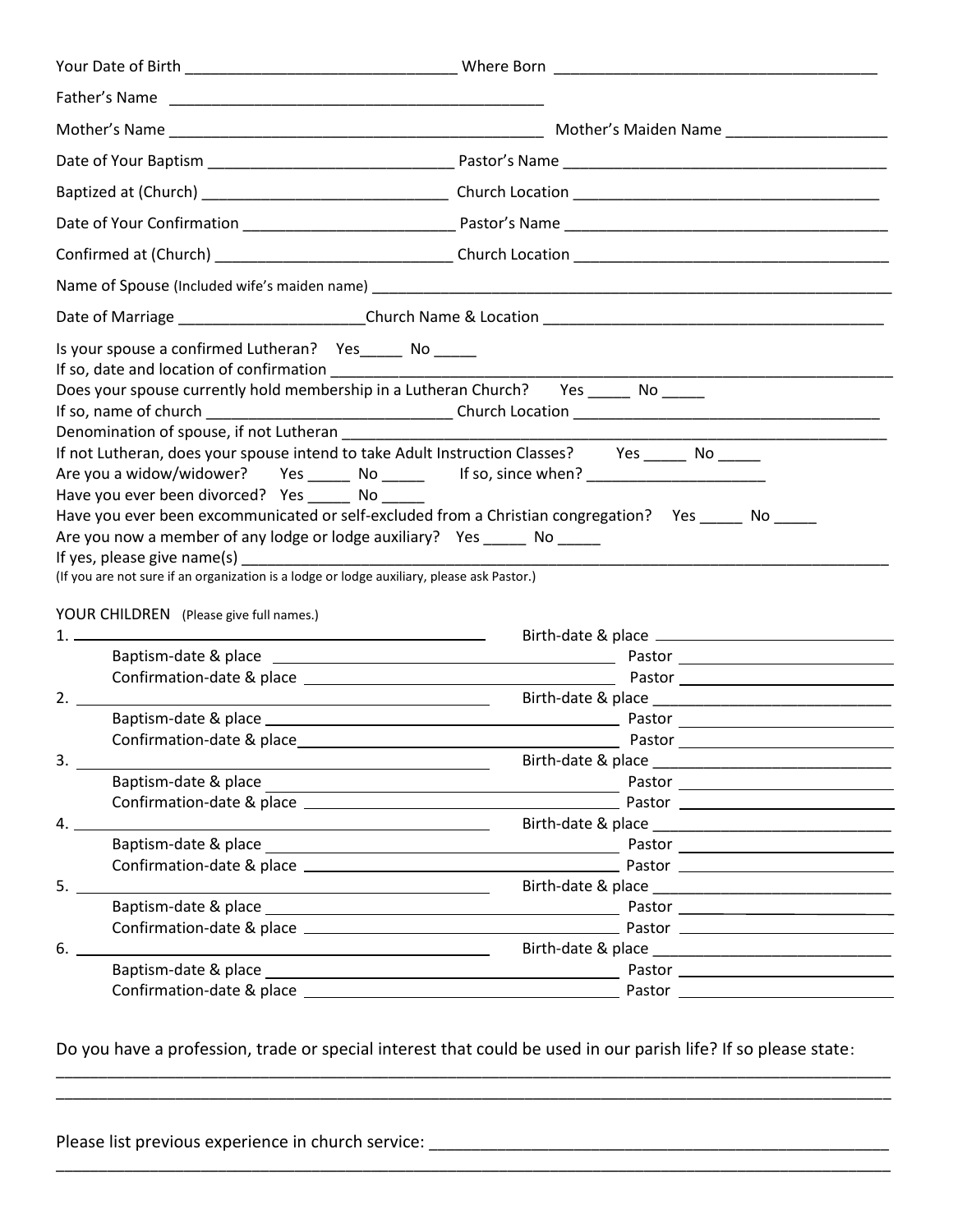Your Date of Birth ______________________________ Where Born ____________________________________

Father's Name ___________________________________________

Mother's Name ___________________________________________ Mother's Maiden Name __________________

Date of Your Baptism ___________________________ Pastor's Name ____________________________________

Baptized at (Church) ____________________________ Church Location __________________________________

Date of Your Confirmation ________________________ Pastor's Name ____________________________________

Confirmed at (Church) ___________________________ Church Location ___________________________________

Name of Spouse (Included wife's maiden name) ______________________________________________________________

Date of Marriage _____________________Church Name & Location ______________________________________

Is your spouse a confirmed Lutheran? Yes_____ No _____

If so, date and location of confirmation _______________________________________________________________

Does your spouse currently hold membership in a Lutheran Church? Yes _____ No _____

If so, name of church ____________________________ Church Location __________________________________

Denomination of spouse, if not Lutheran _______________________________________________________________

If not Lutheran, does your spouse intend to take Adult Instruction Classes? Yes _____ No _____

Are you a widow/widower? Yes _____ No _____ If so, since when? ____________________

Have you ever been divorced? Yes _____ No _____

Have you ever been excommunicated or self-excluded from a Christian congregation? Yes _____ No _____

Are you now a member of any lodge or lodge auxiliary? Yes _____ No _____

If yes, please give name(s) _______________________________________________________________________

(If you are not sure if an organization is a lodge or lodge auxiliary, please ask Pastor.)

YOUR CHILDREN (Please give full names.)

1. ______________________________________ Birth-date & place ___________________________

Baptism-date & place ________________________________ Pastor ______________________

Confirmation-date & place ____________________________ Pastor ______________________

2. ______________________________________ Birth-date & place ___________________________

Baptism-date & place ________________________________ Pastor ______________________

Confirmation-date & place ____________________________ Pastor ______________________

3. ______________________________________ Birth-date & place ___________________________

Baptism-date & place ________________________________ Pastor ______________________

Confirmation-date & place ____________________________ Pastor ______________________

4. ______________________________________ Birth-date & place ___________________________

Baptism-date & place ________________________________ Pastor ______________________

Confirmation-date & place ____________________________ Pastor ______________________

5. ______________________________________ Birth-date & place ___________________________

Baptism-date & place ________________________________ Pastor ______________________

Confirmation-date & place ____________________________ Pastor ______________________

6. ______________________________________ Birth-date & place ___________________________

Baptism-date & place ________________________________ Pastor ______________________

Confirmation-date & place ____________________________ Pastor ______________________

Do you have a profession, trade or special interest that could be used in our parish life? If so please state:

___________________________________________________________________________________________

___________________________________________________________________________________________

Please list previous experience in church service: ___________________________________________________

___________________________________________________________________________________________